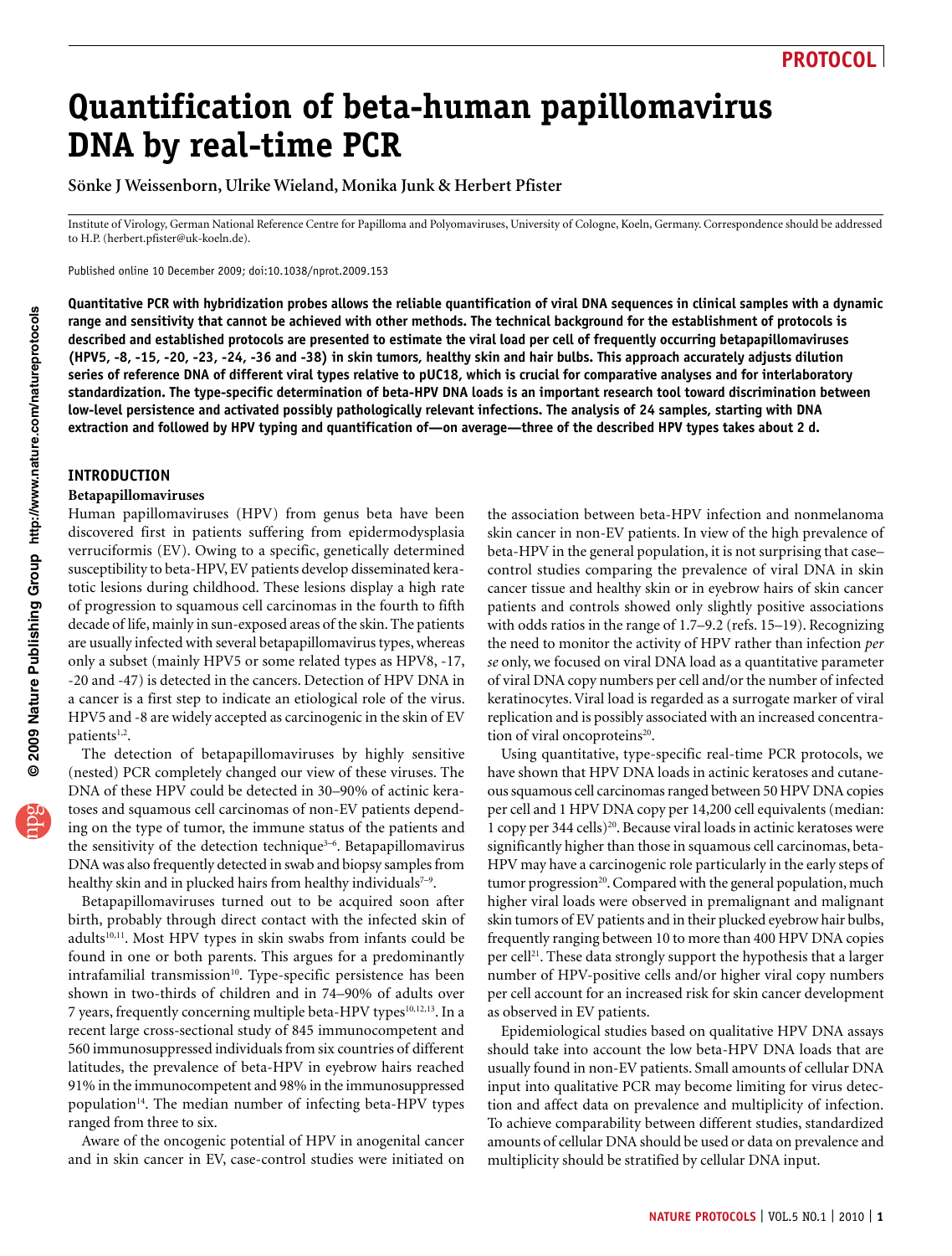# Quantification of beta-human papillomavirus DNA by real-time PCR

**Sönke J Weissenborn, Ulrike Wieland, Monika Junk & Herbert Pfister**

Institute of Virology, German National Reference Centre for Papilloma and Polyomaviruses, University of Cologne, Koeln, Germany. Correspondence should be addressed to H.P. (herbert.pfister@uk-koeln.de).

Published online 10 December 2009; doi:10.1038/nprot.2009.153

**Quantitative PCR with hybridization probes allows the reliable quantification of viral DNA sequences in clinical samples with a dynamic range and sensitivity that cannot be achieved with other methods. The technical background for the establishment of protocols is described and established protocols are presented to estimate the viral load per cell of frequently occurring betapapillomaviruses (HPV5, -8, -15, -20, -23, -24, -36 and -38) in skin tumors, healthy skin and hair bulbs. This approach accurately adjusts dilution series of reference DNA of different viral types relative to pUC18, which is crucial for comparative analyses and for interlaboratory standardization. The type-specific determination of beta-HPV DNA loads is an important research tool toward discrimination between low-level persistence and activated possibly pathologically relevant infections. The analysis of 24 samples, starting with DNA extraction and followed by HPV typing and quantification of—on average—three of the described HPV types takes about 2 d.**

## INTRODUCTION

### Betapapillomaviruses

Human papillomaviruses (HPV) from genus beta have been discovered first in patients suffering from epidermodysplasia verruciformis (EV). Owing to a specific, genetically determined susceptibility to beta-HPV, EV patients develop disseminated keratotic lesions during childhood. These lesions display a high rate of progression to squamous cell carcinomas in the fourth to fifth decade of life, mainly in sun-exposed areas of the skin. The patients are usually infected with several betapapillomavirus types, whereas only a subset (mainly HPV5 or some related types as HPV8, -17, -20 and -47) is detected in the cancers. Detection of HPV DNA in a cancer is a first step to indicate an etiological role of the virus. HPV5 and -8 are widely accepted as carcinogenic in the skin of EV patients[1,2].

The detection of betapapillomaviruses by highly sensitive (nested) PCR completely changed our view of these viruses. The DNA of these HPV could be detected in 30–90% of actinic keratoses and squamous cell carcinomas of non-EV patients depending on the type of tumor, the immune status of the patients and the sensitivity of the detection technique[3–6]. Betapapillomavirus DNA was also frequently detected in swab and biopsy samples from healthy skin and in plucked hairs from healthy individuals[7–9].

Betapapillomaviruses turned out to be acquired soon after birth, probably through direct contact with the infected skin of adults[10,11]. Most HPV types in skin swabs from infants could be found in one or both parents. This argues for a predominantly intrafamilial transmission[10]. Type-specific persistence has been shown in two-thirds of children and in 74–90% of adults over 7 years, frequently concerning multiple beta-HPV types[10,12,13]. In a recent large cross-sectional study of 845 immunocompetent and 560 immunosuppressed individuals from six countries of different latitudes, the prevalence of beta-HPV in eyebrow hairs reached 91% in the immunocompetent and 98% in the immunosuppressed population[14]. The median number of infecting beta-HPV types ranged from three to six.

Aware of the oncogenic potential of HPV in anogenital cancer and in skin cancer in EV, case-control studies were initiated on the association between beta-HPV infection and nonmelanoma skin cancer in non-EV patients. In view of the high prevalence of beta-HPV in the general population, it is not surprising that case–control studies comparing the prevalence of viral DNA in skin cancer tissue and healthy skin or in eyebrow hairs of skin cancer patients and controls showed only slightly positive associations with odds ratios in the range of 1.7–9.2 (refs. 15–19). Recognizing the need to monitor the activity of HPV rather than infection *per se* only, we focused on viral DNA load as a quantitative parameter of viral DNA copy numbers per cell and/or the number of infected keratinocytes. Viral load is regarded as a surrogate marker of viral replication and is possibly associated with an increased concentration of viral oncoproteins[20].

Using quantitative, type-specific real-time PCR protocols, we have shown that HPV DNA loads in actinic keratoses and cutaneous squamous cell carcinomas ranged between 50 HPV DNA copies per cell and 1 HPV DNA copy per 14,200 cell equivalents (median: 1 copy per 344 cells)[20]. Because viral loads in actinic keratoses were significantly higher than those in squamous cell carcinomas, beta-HPV may have a carcinogenic role particularly in the early steps of tumor progression[20]. Compared with the general population, much higher viral loads were observed in premalignant and malignant skin tumors of EV patients and in their plucked eyebrow hair bulbs, frequently ranging between 10 to more than 400 HPV DNA copies per cell[21]. These data strongly support the hypothesis that a larger number of HPV-positive cells and/or higher viral copy numbers per cell account for an increased risk for skin cancer development as observed in EV patients.

Epidemiological studies based on qualitative HPV DNA assays should take into account the low beta-HPV DNA loads that are usually found in non-EV patients. Small amounts of cellular DNA input into qualitative PCR may become limiting for virus detection and affect data on prevalence and multiplicity of infection. To achieve comparability between different studies, standardized amounts of cellular DNA should be used or data on prevalence and multiplicity should be stratified by cellular DNA input.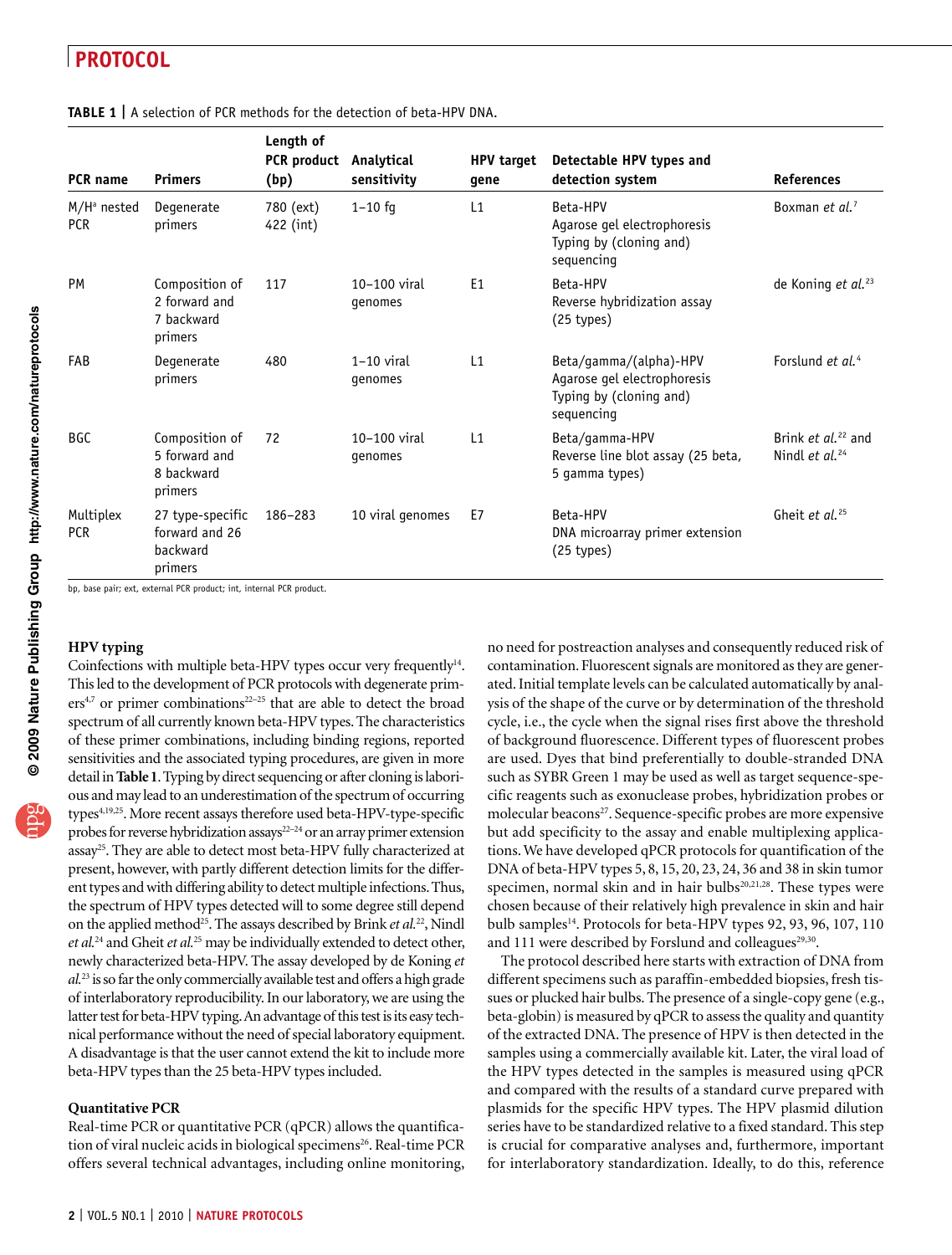**TABLE 1 |** A selection of PCR methods for the detection of beta-HPV DNA.

| PCR name | Primers | Length of PCR product (bp) | Analytical sensitivity | HPV target gene | Detectable HPV types and detection system | References |
|---|---|---|---|---|---|---|
| M/H[a] nested PCR | Degenerate primers | 780 (ext) 422 (int) | 1–10 fg | L1 | Beta-HPV Agarose gel electrophoresis Typing by (cloning and) sequencing | Boxman *et al.*[7] |
| PM | Composition of 2 forward and 7 backward primers | 117 | 10–100 viral genomes | E1 | Beta-HPV Reverse hybridization assay (25 types) | de Koning *et al.*[23] |
| FAB | Degenerate primers | 480 | 1–10 viral genomes | L1 | Beta/gamma/(alpha)-HPV Agarose gel electrophoresis Typing by (cloning and) sequencing | Forslund *et al.*[4] |
| BGC | Composition of 5 forward and 8 backward primers | 72 | 10–100 viral genomes | L1 | Beta/gamma-HPV Reverse line blot assay (25 beta, 5 gamma types) | Brink *et al.*[22] and Nindl *et al.*[24] |
| Multiplex PCR | 27 type-specific forward and 26 backward primers | 186–283 | 10 viral genomes | E7 | Beta-HPV DNA microarray primer extension (25 types) | Gheit *et al.*[25] |

bp, base pair; ext, external PCR product; int, internal PCR product.

### HPV typing

Coinfections with multiple beta-HPV types occur very frequently[14]. This led to the development of PCR protocols with degenerate primers[4,7] or primer combinations[22–25] that are able to detect the broad spectrum of all currently known beta-HPV types. The characteristics of these primer combinations, including binding regions, reported sensitivities and the associated typing procedures, are given in more detail in **Table 1**. Typing by direct sequencing or after cloning is laborious and may lead to an underestimation of the spectrum of occurring types[4,19,25]. More recent assays therefore used beta-HPV-type-specific probes for reverse hybridization assays[22–24] or an array primer extension assay[25]. They are able to detect most beta-HPV fully characterized at present, however, with partly different detection limits for the different types and with differing ability to detect multiple infections. Thus, the spectrum of HPV types detected will to some degree still depend on the applied method[25]. The assays described by Brink *et al.*[22], Nindl *et al.*[24] and Gheit *et al.*[25] may be individually extended to detect other, newly characterized beta-HPV. The assay developed by de Koning *et al.*[23] is so far the only commercially available test and offers a high grade of interlaboratory reproducibility. In our laboratory, we are using the latter test for beta-HPV typing. An advantage of this test is its easy technical performance without the need of special laboratory equipment. A disadvantage is that the user cannot extend the kit to include more beta-HPV types than the 25 beta-HPV types included.

### Quantitative PCR

Real-time PCR or quantitative PCR (qPCR) allows the quantification of viral nucleic acids in biological specimens[26]. Real-time PCR offers several technical advantages, including online monitoring, no need for postreaction analyses and consequently reduced risk of contamination. Fluorescent signals are monitored as they are generated. Initial template levels can be calculated automatically by analysis of the shape of the curve or by determination of the threshold cycle, i.e., the cycle when the signal rises first above the threshold of background fluorescence. Different types of fluorescent probes are used. Dyes that bind preferentially to double-stranded DNA such as SYBR Green 1 may be used as well as target sequence-specific reagents such as exonuclease probes, hybridization probes or molecular beacons[27]. Sequence-specific probes are more expensive but add specificity to the assay and enable multiplexing applications. We have developed qPCR protocols for quantification of the DNA of beta-HPV types 5, 8, 15, 20, 23, 24, 36 and 38 in skin tumor specimen, normal skin and in hair bulbs[20,21,28]. These types were chosen because of their relatively high prevalence in skin and hair bulb samples[14]. Protocols for beta-HPV types 92, 93, 96, 107, 110 and 111 were described by Forslund and colleagues[29,30].

The protocol described here starts with extraction of DNA from different specimens such as paraffin-embedded biopsies, fresh tissues or plucked hair bulbs. The presence of a single-copy gene (e.g., beta-globin) is measured by qPCR to assess the quality and quantity of the extracted DNA. The presence of HPV is then detected in the samples using a commercially available kit. Later, the viral load of the HPV types detected in the samples is measured using qPCR and compared with the results of a standard curve prepared with plasmids for the specific HPV types. The HPV plasmid dilution series have to be standardized relative to a fixed standard. This step is crucial for comparative analyses and, furthermore, important for interlaboratory standardization. Ideally, to do this, reference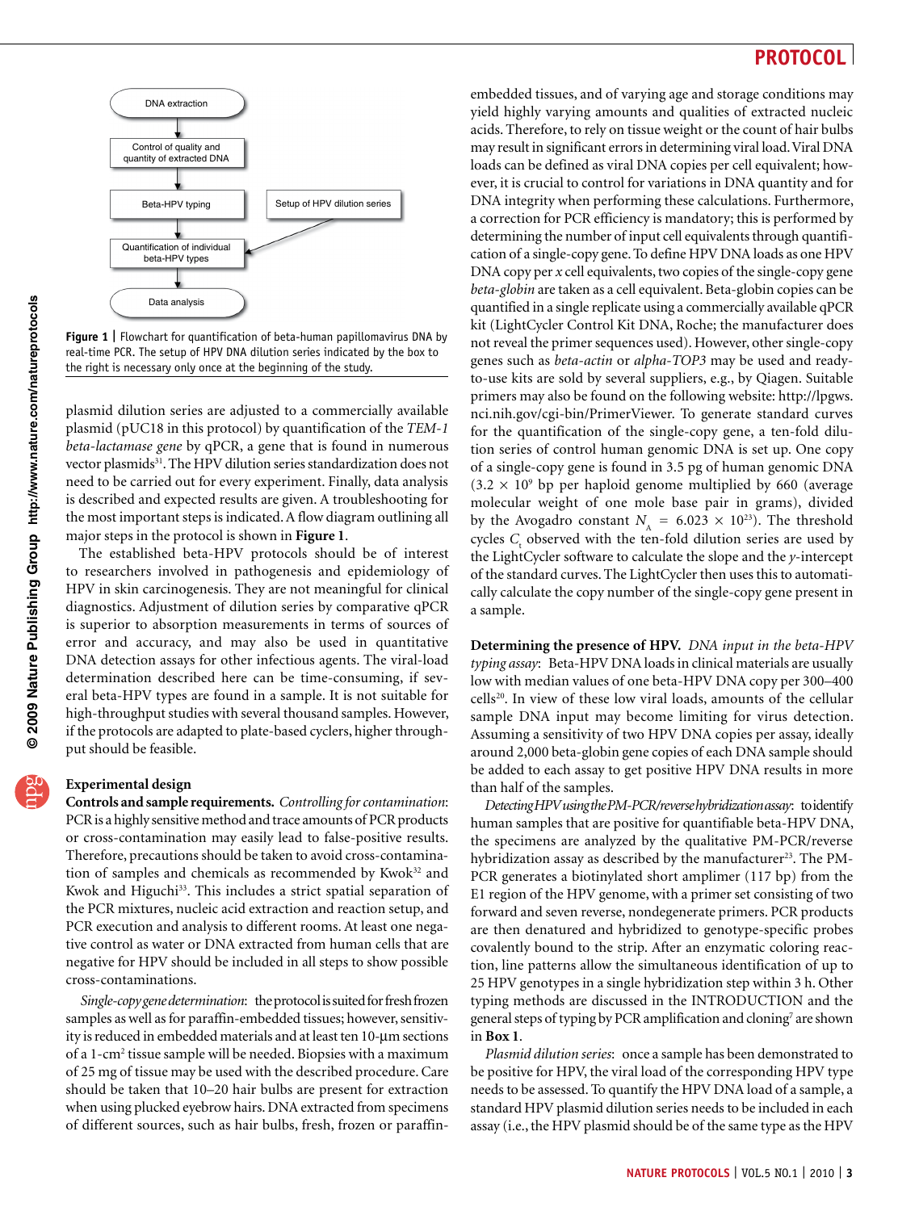DNA extraction

Control of quality and quantity of extracted DNA

Beta-HPV typing

Setup of HPV dilution series

Quantification of individual beta-HPV types

Data analysis

**Figure 1 |** Flowchart for quantification of beta-human papillomavirus DNA by real-time PCR. The setup of HPV DNA dilution series indicated by the box to the right is necessary only once at the beginning of the study.

plasmid dilution series are adjusted to a commercially available plasmid (pUC18 in this protocol) by quantification of the *TEM-1 beta-lactamase gene* by qPCR, a gene that is found in numerous vector plasmids[31]. The HPV dilution series standardization does not need to be carried out for every experiment. Finally, data analysis is described and expected results are given. A troubleshooting for the most important steps is indicated. A flow diagram outlining all major steps in the protocol is shown in **Figure 1**.

The established beta-HPV protocols should be of interest to researchers involved in pathogenesis and epidemiology of HPV in skin carcinogenesis. They are not meaningful for clinical diagnostics. Adjustment of dilution series by comparative qPCR is superior to absorption measurements in terms of sources of error and accuracy, and may also be used in quantitative DNA detection assays for other infectious agents. The viral-load determination described here can be time-consuming, if several beta-HPV types are found in a sample. It is not suitable for high-throughput studies with several thousand samples. However, if the protocols are adapted to plate-based cyclers, higher throughput should be feasible.

## Experimental design

**Controls and sample requirements.** *Controlling for contamination*: PCR is a highly sensitive method and trace amounts of PCR products or cross-contamination may easily lead to false-positive results. Therefore, precautions should be taken to avoid cross-contamination of samples and chemicals as recommended by Kwok[32] and Kwok and Higuchi[33]. This includes a strict spatial separation of the PCR mixtures, nucleic acid extraction and reaction setup, and PCR execution and analysis to different rooms. At least one negative control as water or DNA extracted from human cells that are negative for HPV should be included in all steps to show possible cross-contaminations.

*Single-copy gene determination*: the protocol is suited for fresh frozen samples as well as for paraffin-embedded tissues; however, sensitivity is reduced in embedded materials and at least ten 10-µm sections of a 1-cm² tissue sample will be needed. Biopsies with a maximum of 25 mg of tissue may be used with the described procedure. Care should be taken that 10–20 hair bulbs are present for extraction when using plucked eyebrow hairs. DNA extracted from specimens of different sources, such as hair bulbs, fresh, frozen or paraffin-embedded tissues, and of varying age and storage conditions may yield highly varying amounts and qualities of extracted nucleic acids. Therefore, to rely on tissue weight or the count of hair bulbs may result in significant errors in determining viral load. Viral DNA loads can be defined as viral DNA copies per cell equivalent; however, it is crucial to control for variations in DNA quantity and for DNA integrity when performing these calculations. Furthermore, a correction for PCR efficiency is mandatory; this is performed by determining the number of input cell equivalents through quantification of a single-copy gene. To define HPV DNA loads as one HPV DNA copy per *x* cell equivalents, two copies of the single-copy gene *beta-globin* are taken as a cell equivalent. Beta-globin copies can be quantified in a single replicate using a commercially available qPCR kit (LightCycler Control Kit DNA, Roche; the manufacturer does not reveal the primer sequences used). However, other single-copy genes such as *beta-actin* or *alpha-TOP3* may be used and ready-to-use kits are sold by several suppliers, e.g., by Qiagen. Suitable primers may also be found on the following website: http://lpgws.nci.nih.gov/cgi-bin/PrimerViewer. To generate standard curves for the quantification of the single-copy gene, a ten-fold dilution series of control human genomic DNA is set up. One copy of a single-copy gene is found in 3.5 pg of human genomic DNA ($3.2 \times 10^9$ bp per haploid genome multiplied by 660 (average molecular weight of one mole base pair in grams), divided by the Avogadro constant $N_A = 6.023 \times 10^{23}$). The threshold cycles $C_t$ observed with the ten-fold dilution series are used by the LightCycler software to calculate the slope and the $y$-intercept of the standard curves. The LightCycler then uses this to automatically calculate the copy number of the single-copy gene present in a sample.

**Determining the presence of HPV.** *DNA input in the beta-HPV typing assay*: Beta-HPV DNA loads in clinical materials are usually low with median values of one beta-HPV DNA copy per 300–400 cells[20]. In view of these low viral loads, amounts of the cellular sample DNA input may become limiting for virus detection. Assuming a sensitivity of two HPV DNA copies per assay, ideally around 2,000 beta-globin gene copies of each DNA sample should be added to each assay to get positive HPV DNA results in more than half of the samples.

*Detecting HPV using the PM-PCR/reverse hybridization assay*: to identify human samples that are positive for quantifiable beta-HPV DNA, the specimens are analyzed by the qualitative PM-PCR/reverse hybridization assay as described by the manufacturer[23]. The PM-PCR generates a biotinylated short amplimer (117 bp) from the E1 region of the HPV genome, with a primer set consisting of two forward and seven reverse, nondegenerate primers. PCR products are then denatured and hybridized to genotype-specific probes covalently bound to the strip. After an enzymatic coloring reaction, line patterns allow the simultaneous identification of up to 25 HPV genotypes in a single hybridization step within 3 h. Other typing methods are discussed in the INTRODUCTION and the general steps of typing by PCR amplification and cloning[7] are shown in **Box 1**.

*Plasmid dilution series*: once a sample has been demonstrated to be positive for HPV, the viral load of the corresponding HPV type needs to be assessed. To quantify the HPV DNA load of a sample, a standard HPV plasmid dilution series needs to be included in each assay (i.e., the HPV plasmid should be of the same type as the HPV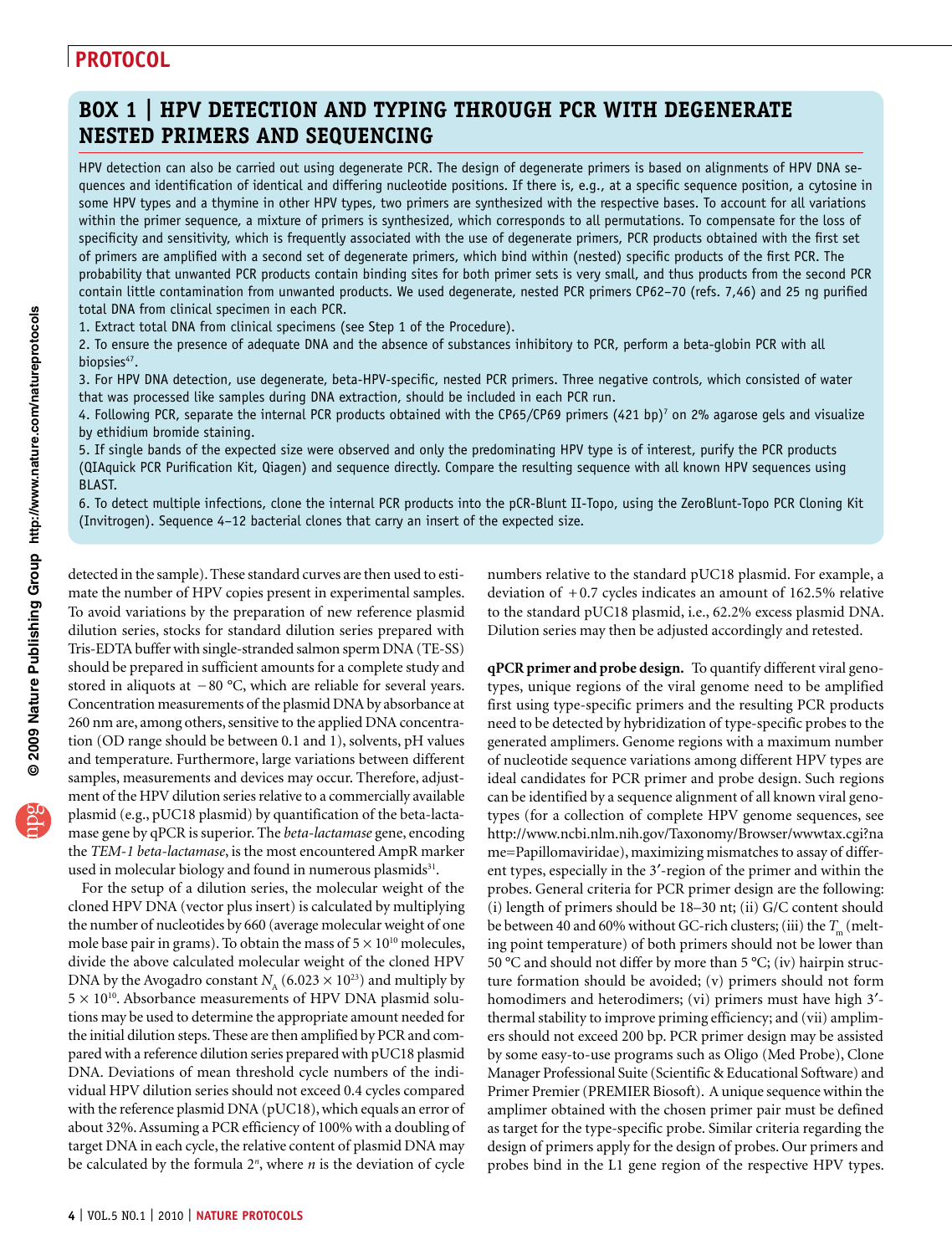## BOX 1 | HPV DETECTION AND TYPING THROUGH PCR WITH DEGENERATE NESTED PRIMERS AND SEQUENCING

HPV detection can also be carried out using degenerate PCR. The design of degenerate primers is based on alignments of HPV DNA sequences and identification of identical and differing nucleotide positions. If there is, e.g., at a specific sequence position, a cytosine in some HPV types and a thymine in other HPV types, two primers are synthesized with the respective bases. To account for all variations within the primer sequence, a mixture of primers is synthesized, which corresponds to all permutations. To compensate for the loss of specificity and sensitivity, which is frequently associated with the use of degenerate primers, PCR products obtained with the first set of primers are amplified with a second set of degenerate primers, which bind within (nested) specific products of the first PCR. The probability that unwanted PCR products contain binding sites for both primer sets is very small, and thus products from the second PCR contain little contamination from unwanted products. We used degenerate, nested PCR primers CP62–70 (refs. 7,46) and 25 ng purified total DNA from clinical specimen in each PCR.

1. Extract total DNA from clinical specimens (see Step 1 of the Procedure).
2. To ensure the presence of adequate DNA and the absence of substances inhibitory to PCR, perform a beta-globin PCR with all biopsies[47].
3. For HPV DNA detection, use degenerate, beta-HPV-specific, nested PCR primers. Three negative controls, which consisted of water that was processed like samples during DNA extraction, should be included in each PCR run.
4. Following PCR, separate the internal PCR products obtained with the CP65/CP69 primers (421 bp)[7] on 2% agarose gels and visualize by ethidium bromide staining.
5. If single bands of the expected size were observed and only the predominating HPV type is of interest, purify the PCR products (QIAquick PCR Purification Kit, Qiagen) and sequence directly. Compare the resulting sequence with all known HPV sequences using BLAST.
6. To detect multiple infections, clone the internal PCR products into the pCR-Blunt II-Topo, using the ZeroBlunt-Topo PCR Cloning Kit (Invitrogen). Sequence 4–12 bacterial clones that carry an insert of the expected size.

detected in the sample). These standard curves are then used to estimate the number of HPV copies present in experimental samples. To avoid variations by the preparation of new reference plasmid dilution series, stocks for standard dilution series prepared with Tris-EDTA buffer with single-stranded salmon sperm DNA (TE-SS) should be prepared in sufficient amounts for a complete study and stored in aliquots at −80 °C, which are reliable for several years. Concentration measurements of the plasmid DNA by absorbance at 260 nm are, among others, sensitive to the applied DNA concentration (OD range should be between 0.1 and 1), solvents, pH values and temperature. Furthermore, large variations between different samples, measurements and devices may occur. Therefore, adjustment of the HPV dilution series relative to a commercially available plasmid (e.g., pUC18 plasmid) by quantification of the beta-lactamase gene by qPCR is superior. The *beta-lactamase* gene, encoding the *TEM-1 beta-lactamase*, is the most encountered AmpR marker used in molecular biology and found in numerous plasmids[31].

For the setup of a dilution series, the molecular weight of the cloned HPV DNA (vector plus insert) is calculated by multiplying the number of nucleotides by 660 (average molecular weight of one mole base pair in grams). To obtain the mass of $5 \times 10^{10}$ molecules, divide the above calculated molecular weight of the cloned HPV DNA by the Avogadro constant $N_A$ ($6.023 \times 10^{23}$) and multiply by $5 \times 10^{10}$. Absorbance measurements of HPV DNA plasmid solutions may be used to determine the appropriate amount needed for the initial dilution steps. These are then amplified by PCR and compared with a reference dilution series prepared with pUC18 plasmid DNA. Deviations of mean threshold cycle numbers of the individual HPV dilution series should not exceed 0.4 cycles compared with the reference plasmid DNA (pUC18), which equals an error of about 32%. Assuming a PCR efficiency of 100% with a doubling of target DNA in each cycle, the relative content of plasmid DNA may be calculated by the formula $2^n$, where $n$ is the deviation of cycle numbers relative to the standard pUC18 plasmid. For example, a deviation of +0.7 cycles indicates an amount of 162.5% relative to the standard pUC18 plasmid, i.e., 62.2% excess plasmid DNA. Dilution series may then be adjusted accordingly and retested.

**qPCR primer and probe design.** To quantify different viral genotypes, unique regions of the viral genome need to be amplified first using type-specific primers and the resulting PCR products need to be detected by hybridization of type-specific probes to the generated amplimers. Genome regions with a maximum number of nucleotide sequence variations among different HPV types are ideal candidates for PCR primer and probe design. Such regions can be identified by a sequence alignment of all known viral genotypes (for a collection of complete HPV genome sequences, see http://www.ncbi.nlm.nih.gov/Taxonomy/Browser/wwwtax.cgi?name=Papillomaviridae), maximizing mismatches to assay of different types, especially in the 3′-region of the primer and within the probes. General criteria for PCR primer design are the following: (i) length of primers should be 18–30 nt; (ii) G/C content should be between 40 and 60% without GC-rich clusters; (iii) the $T_m$ (melting point temperature) of both primers should not be lower than 50 °C and should not differ by more than 5 °C; (iv) hairpin structure formation should be avoided; (v) primers should not form homodimers and heterodimers; (vi) primers must have high 3′-thermal stability to improve priming efficiency; and (vii) amplimers should not exceed 200 bp. PCR primer design may be assisted by some easy-to-use programs such as Oligo (Med Probe), Clone Manager Professional Suite (Scientific & Educational Software) and Primer Premier (PREMIER Biosoft). A unique sequence within the amplimer obtained with the chosen primer pair must be defined as target for the type-specific probe. Similar criteria regarding the design of primers apply for the design of probes. Our primers and probes bind in the L1 gene region of the respective HPV types.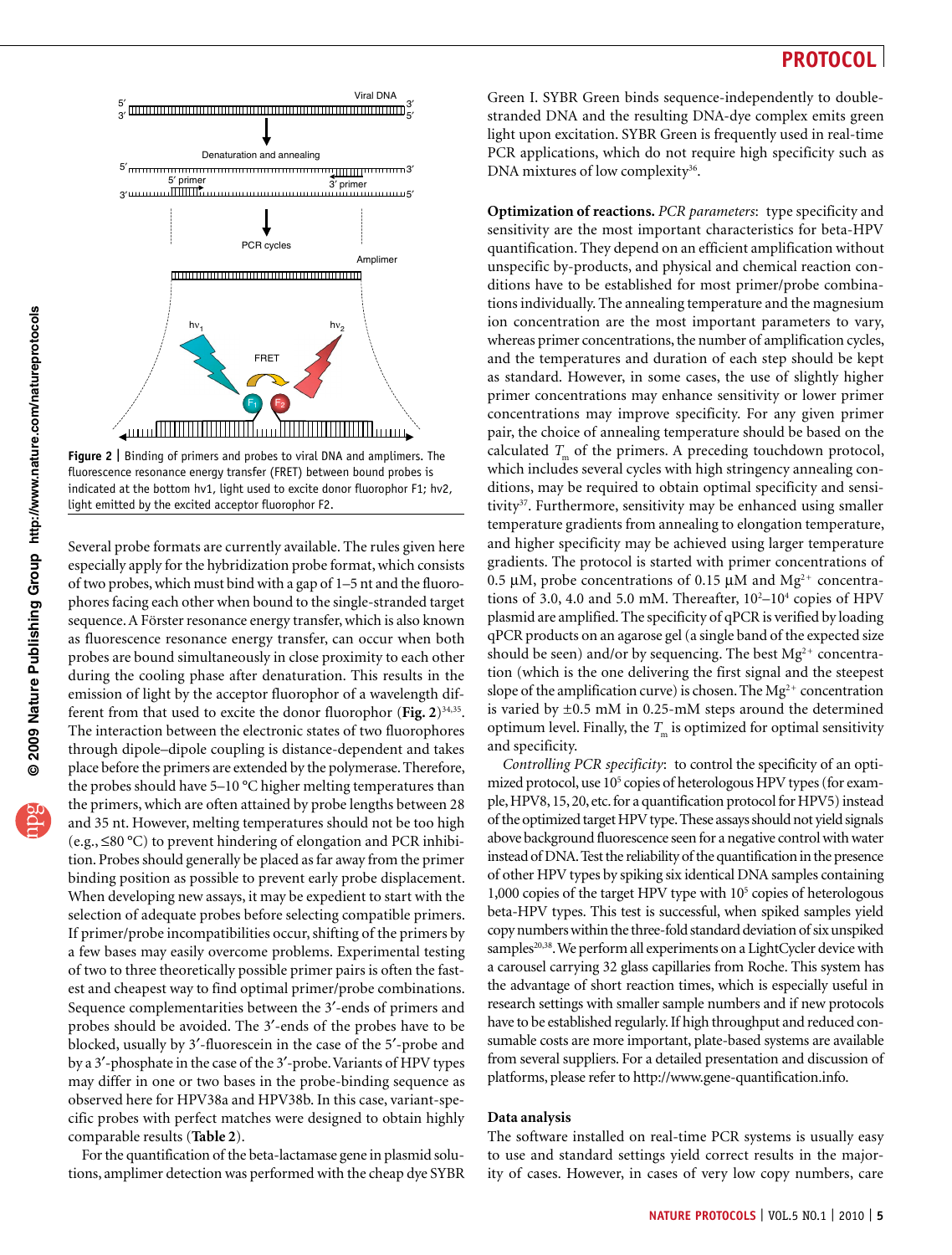Figure 2 | Binding of primers and probes to viral DNA and amplimers. The fluorescence resonance energy transfer (FRET) between bound probes is indicated at the bottom hν1, light used to excite donor fluorophor F1; hν2, light emitted by the excited acceptor fluorophor F2.

Several probe formats are currently available. The rules given here especially apply for the hybridization probe format, which consists of two probes, which must bind with a gap of 1–5 nt and the fluorophores facing each other when bound to the single-stranded target sequence. A Förster resonance energy transfer, which is also known as fluorescence resonance energy transfer, can occur when both probes are bound simultaneously in close proximity to each other during the cooling phase after denaturation. This results in the emission of light by the acceptor fluorophor of a wavelength different from that used to excite the donor fluorophor (**Fig. 2**)[34,35]. The interaction between the electronic states of two fluorophores through dipole–dipole coupling is distance-dependent and takes place before the primers are extended by the polymerase. Therefore, the probes should have 5–10 °C higher melting temperatures than the primers, which are often attained by probe lengths between 28 and 35 nt. However, melting temperatures should not be too high (e.g., ≤80 °C) to prevent hindering of elongation and PCR inhibition. Probes should generally be placed as far away from the primer binding position as possible to prevent early probe displacement. When developing new assays, it may be expedient to start with the selection of adequate probes before selecting compatible primers. If primer/probe incompatibilities occur, shifting of the primers by a few bases may easily overcome problems. Experimental testing of two to three theoretically possible primer pairs is often the fastest and cheapest way to find optimal primer/probe combinations. Sequence complementarities between the 3′-ends of primers and probes should be avoided. The 3′-ends of the probes have to be blocked, usually by 3′-fluorescein in the case of the 5′-probe and by a 3′-phosphate in the case of the 3′-probe. Variants of HPV types may differ in one or two bases in the probe-binding sequence as observed here for HPV38a and HPV38b. In this case, variant-specific probes with perfect matches were designed to obtain highly comparable results (**Table 2**).

For the quantification of the beta-lactamase gene in plasmid solutions, amplimer detection was performed with the cheap dye SYBR Green I. SYBR Green binds sequence-independently to double-stranded DNA and the resulting DNA-dye complex emits green light upon excitation. SYBR Green is frequently used in real-time PCR applications, which do not require high specificity such as DNA mixtures of low complexity[36].

**Optimization of reactions.** *PCR parameters*: type specificity and sensitivity are the most important characteristics for beta-HPV quantification. They depend on an efficient amplification without unspecific by-products, and physical and chemical reaction conditions have to be established for most primer/probe combinations individually. The annealing temperature and the magnesium ion concentration are the most important parameters to vary, whereas primer concentrations, the number of amplification cycles, and the temperatures and duration of each step should be kept as standard. However, in some cases, the use of slightly higher primer concentrations may enhance sensitivity or lower primer concentrations may improve specificity. For any given primer pair, the choice of annealing temperature should be based on the calculated $T_m$ of the primers. A preceding touchdown protocol, which includes several cycles with high stringency annealing conditions, may be required to obtain optimal specificity and sensitivity[37]. Furthermore, sensitivity may be enhanced using smaller temperature gradients from annealing to elongation temperature, and higher specificity may be achieved using larger temperature gradients. The protocol is started with primer concentrations of 0.5 µM, probe concentrations of 0.15 µM and $Mg^{2+}$ concentrations of 3.0, 4.0 and 5.0 mM. Thereafter, $10^2$–$10^4$ copies of HPV plasmid are amplified. The specificity of qPCR is verified by loading qPCR products on an agarose gel (a single band of the expected size should be seen) and/or by sequencing. The best $Mg^{2+}$ concentration (which is the one delivering the first signal and the steepest slope of the amplification curve) is chosen. The $Mg^{2+}$ concentration is varied by ±0.5 mM in 0.25-mM steps around the determined optimum level. Finally, the $T_m$ is optimized for optimal sensitivity and specificity.

*Controlling PCR specificity*: to control the specificity of an optimized protocol, use $10^5$ copies of heterologous HPV types (for example, HPV8, 15, 20, etc. for a quantification protocol for HPV5) instead of the optimized target HPV type. These assays should not yield signals above background fluorescence seen for a negative control with water instead of DNA. Test the reliability of the quantification in the presence of other HPV types by spiking six identical DNA samples containing 1,000 copies of the target HPV type with $10^5$ copies of heterologous beta-HPV types. This test is successful, when spiked samples yield copy numbers within the three-fold standard deviation of six unspiked samples[20,38]. We perform all experiments on a LightCycler device with a carousel carrying 32 glass capillaries from Roche. This system has the advantage of short reaction times, which is especially useful in research settings with smaller sample numbers and if new protocols have to be established regularly. If high throughput and reduced consumable costs are more important, plate-based systems are available from several suppliers. For a detailed presentation and discussion of platforms, please refer to http://www.gene-quantification.info.

## Data analysis

The software installed on real-time PCR systems is usually easy to use and standard settings yield correct results in the majority of cases. However, in cases of very low copy numbers, care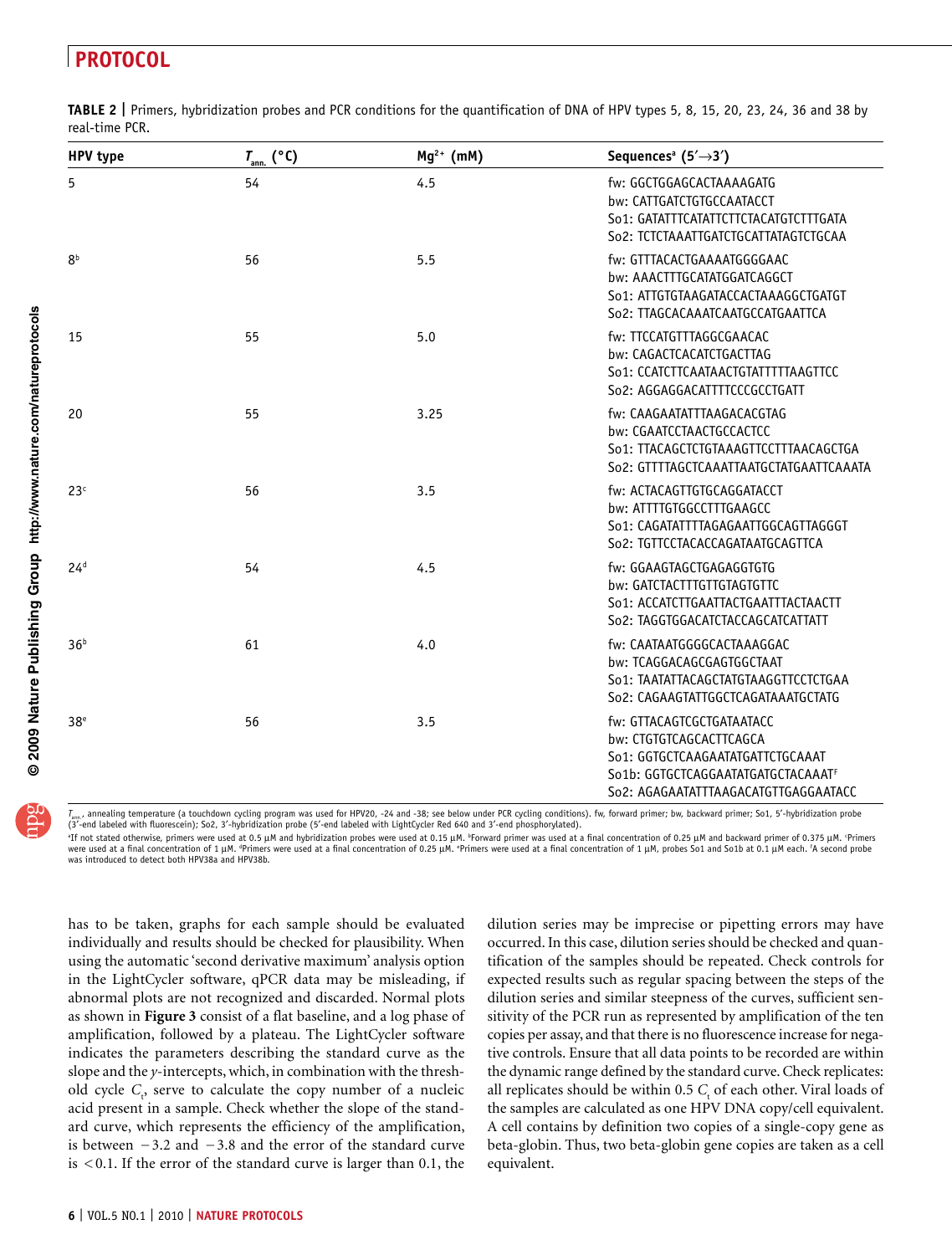**TABLE 2 |** Primers, hybridization probes and PCR conditions for the quantification of DNA of HPV types 5, 8, 15, 20, 23, 24, 36 and 38 by real-time PCR.

| HPV type | $T_{ann.}$ (°C) | $Mg^{2+}$ (mM) | Sequences[a] (5′→3′) |
|---|---|---|---|
| 5 | 54 | 4.5 | fw: GGCTGGAGCACTAAAAGATG<br>bw: CATTGATCTGTGCCAATACCT<br>So1: GATATTTCATATTCTTCTACATGTCTTTGATA<br>So2: TCTCTAAATTGATCTGCATTATAGTCTGCAA |
| 8[b] | 56 | 5.5 | fw: GTTTACACTGAAAATGGGGAAC<br>bw: AAACTTTGCATATGGATCAGGCT<br>So1: ATTGTGTAAGATACCACTAAAGGCTGATGT<br>So2: TTAGCACAAATCAATGCCATGAATTCA |
| 15 | 55 | 5.0 | fw: TTCCATGTTTAGGCGAACAC<br>bw: CAGACTCACATCTGACTTAG<br>So1: CCATCTTCAATAACTGTATTTTTAAGTTCC<br>So2: AGGAGGACATTTTCCCGCCTGATT |
| 20 | 55 | 3.25 | fw: CAAGAATATTTAAGACACGTAG<br>bw: CGAATCCTAACTGCCACTCC<br>So1: TTACAGCTCTGTAAAGTTCCTTTAACAGCTGA<br>So2: GTTTTAGCTCAAATTAATGCTATGAATTCAAATA |
| 23[c] | 56 | 3.5 | fw: ACTACAGTTGTGCAGGATACCT<br>bw: ATTTTGTGGCCTTTGAAGCC<br>So1: CAGATATTTTAGAGAATTGGCAGTTAGGGT<br>So2: TGTTCCTACACCAGATAATGCAGTTCA |
| 24[d] | 54 | 4.5 | fw: GGAAGTAGCTGAGAGGTGTG<br>bw: GATCTACTTTGTTGTAGTGTTC<br>So1: ACCATCTTGAATTACTGAATTTACTAACTT<br>So2: TAGGTGGACATCTACCAGCATCATTATT |
| 36[b] | 61 | 4.0 | fw: CAATAATGGGGCACTAAAGGAC<br>bw: TCAGGACAGCGAGTGGCTAAT<br>So1: TAATATTACAGCTATGTAAGGTTCCTCTGAA<br>So2: CAGAAGTATTGGCTCAGATAAATGCTATG |
| 38[e] | 56 | 3.5 | fw: GTTACAGTCGCTGATAATACC<br>bw: CTGTGTCAGCACTTCAGCA<br>So1: GGTGCTCAAGAATATGATTCTGCAAAT<br>So1b: GGTGCTCAGGAATATGATGCTACAAAT[f]<br>So2: AGAGAATATTTAAGACATGTTGAGGAATACC |

$T_{ann.}$, annealing temperature (a touchdown cycling program was used for HPV20, -24 and -38; see below under PCR cycling conditions). fw, forward primer; bw, backward primer; So1, 5′-hybridization probe (3′-end labeled with fluorescein); So2, 3′-hybridization probe (5′-end labeled with LightCycler Red 640 and 3′-end phosphorylated).

[a]If not stated otherwise, primers were used at 0.5 µM and hybridization probes were used at 0.15 µM. [b]Forward primer was used at a final concentration of 0.25 µM and backward primer of 0.375 µM. [c]Primers were used at a final concentration of 1 µM. [d]Primers were used at a final concentration of 0.25 µM. [e]Primers were used at a final concentration of 1 µM, probes So1 and So1b at 0.1 µM each. [f]A second probe was introduced to detect both HPV38a and HPV38b.

has to be taken, graphs for each sample should be evaluated individually and results should be checked for plausibility. When using the automatic 'second derivative maximum' analysis option in the LightCycler software, qPCR data may be misleading, if abnormal plots are not recognized and discarded. Normal plots as shown in **Figure 3** consist of a flat baseline, and a log phase of amplification, followed by a plateau. The LightCycler software indicates the parameters describing the standard curve as the slope and the *y*-intercepts, which, in combination with the threshold cycle $C_t$, serve to calculate the copy number of a nucleic acid present in a sample. Check whether the slope of the standard curve, which represents the efficiency of the amplification, is between −3.2 and −3.8 and the error of the standard curve is <0.1. If the error of the standard curve is larger than 0.1, the dilution series may be imprecise or pipetting errors may have occurred. In this case, dilution series should be checked and quantification of the samples should be repeated. Check controls for expected results such as regular spacing between the steps of the dilution series and similar steepness of the curves, sufficient sensitivity of the PCR run as represented by amplification of the ten copies per assay, and that there is no fluorescence increase for negative controls. Ensure that all data points to be recorded are within the dynamic range defined by the standard curve. Check replicates: all replicates should be within 0.5 $C_t$ of each other. Viral loads of the samples are calculated as one HPV DNA copy/cell equivalent. A cell contains by definition two copies of a single-copy gene as beta-globin. Thus, two beta-globin gene copies are taken as a cell equivalent.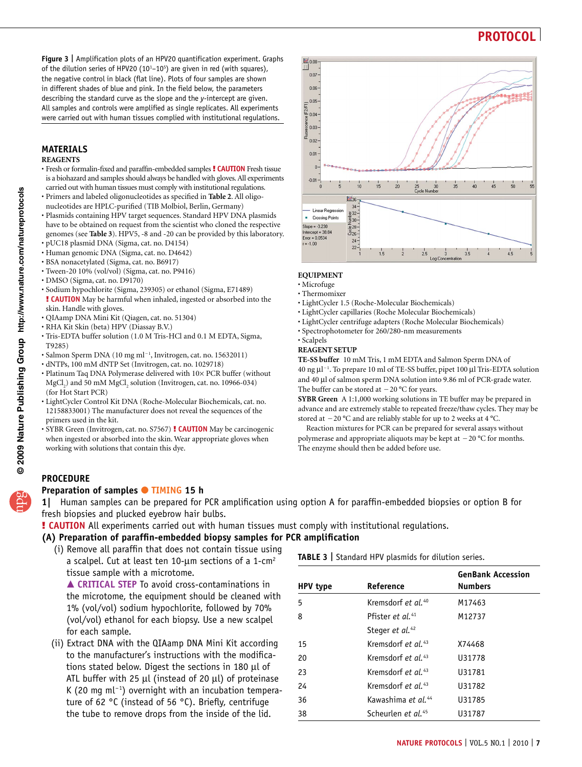**Figure 3 |** Amplification plots of an HPV20 quantification experiment. Graphs of the dilution series of HPV20 ($10^1$–$10^5$) are given in red (with squares), the negative control in black (flat line). Plots of four samples are shown in different shades of blue and pink. In the field below, the parameters describing the standard curve as the slope and the y-intercept are given. All samples and controls were amplified as single replicates. All experiments were carried out with human tissues complied with institutional regulations.

## MATERIALS

### REAGENTS

- Fresh or formalin-fixed and paraffin-embedded samples **! CAUTION** Fresh tissue is a biohazard and samples should always be handled with gloves. All experiments carried out with human tissues must comply with institutional regulations.
- Primers and labeled oligonucleotides as specified in **Table 2**. All oligonucleotides are HPLC-purified (TIB Molbiol, Berlin, Germany)
- Plasmids containing HPV target sequences. Standard HPV DNA plasmids have to be obtained on request from the scientist who cloned the respective genomes (see **Table 3**). HPV5, -8 and -20 can be provided by this laboratory.
- pUC18 plasmid DNA (Sigma, cat. no. D4154)
- Human genomic DNA (Sigma, cat. no. D4642)
- BSA nonacetylated (Sigma, cat. no. B6917)
- Tween-20 10% (vol/vol) (Sigma, cat. no. P9416)
- DMSO (Sigma, cat. no. D9170)
- Sodium hypochlorite (Sigma, 239305) or ethanol (Sigma, E71489) **! CAUTION** May be harmful when inhaled, ingested or absorbed into the skin. Handle with gloves.
- QIAamp DNA Mini Kit (Qiagen, cat. no. 51304)
- RHA Kit Skin (beta) HPV (Diassay B.V.)
- Tris-EDTA buffer solution (1.0 M Tris-HCl and 0.1 M EDTA, Sigma, T9285)
- Salmon Sperm DNA (10 mg $ml^{-1}$, Invitrogen, cat. no. 15632011)
- dNTPs, 100 mM dNTP Set (Invitrogen, cat. no. 1029718)
- Platinum Taq DNA Polymerase delivered with 10× PCR buffer (without $MgCl_2$) and 50 mM $MgCl_2$ solution (Invitrogen, cat. no. 10966-034) (for Hot Start PCR)
- LightCycler Control Kit DNA (Roche-Molecular Biochemicals, cat. no. 12158833001) The manufacturer does not reveal the sequences of the primers used in the kit.
- SYBR Green (Invitrogen, cat. no. S7567) **! CAUTION** May be carcinogenic when ingested or absorbed into the skin. Wear appropriate gloves when working with solutions that contain this dye.

### EQUIPMENT

- Microfuge
- Thermomixer
- LightCycler 1.5 (Roche-Molecular Biochemicals)
- LightCycler capillaries (Roche Molecular Biochemicals)
- LightCycler centrifuge adapters (Roche Molecular Biochemicals)
- Spectrophotometer for 260/280-nm measurements
- Scalpels

### REAGENT SETUP

**TE-SS buffer** 10 mM Tris, 1 mM EDTA and Salmon Sperm DNA of 40 ng $\mu l^{-1}$. To prepare 10 ml of TE-SS buffer, pipet 100 µl Tris-EDTA solution and 40 µl of salmon sperm DNA solution into 9.86 ml of PCR-grade water. The buffer can be stored at −20 °C for years.

**SYBR Green** A 1:1,000 working solutions in TE buffer may be prepared in advance and are extremely stable to repeated freeze/thaw cycles. They may be stored at −20 °C and are reliably stable for up to 2 weeks at 4 °C.

Reaction mixtures for PCR can be prepared for several assays without polymerase and appropriate aliquots may be kept at −20 °C for months. The enzyme should then be added before use.

## PROCEDURE

### Preparation of samples ● TIMING 15 h

**1|** Human samples can be prepared for PCR amplification using option A for paraffin-embedded biopsies or option B for fresh biopsies and plucked eyebrow hair bulbs.

**! CAUTION** All experiments carried out with human tissues must comply with institutional regulations.

**(A) Preparation of paraffin-embedded biopsy samples for PCR amplification**

(i) Remove all paraffin that does not contain tissue using a scalpel. Cut at least ten 10-µm sections of a 1-$cm^2$ tissue sample with a microtome.

**▲ CRITICAL STEP** To avoid cross-contaminations in the microtome, the equipment should be cleaned with 1% (vol/vol) sodium hypochlorite, followed by 70% (vol/vol) ethanol for each biopsy. Use a new scalpel for each sample.

(ii) Extract DNA with the QIAamp DNA Mini Kit according to the manufacturer's instructions with the modifications stated below. Digest the sections in 180 µl of ATL buffer with 25 µl (instead of 20 µl) of proteinase K (20 mg $ml^{-1}$) overnight with an incubation temperature of 62 °C (instead of 56 °C). Briefly, centrifuge the tube to remove drops from the inside of the lid.

**TABLE 3 |** Standard HPV plasmids for dilution series.

| HPV type | Reference | GenBank Accession Numbers |
|---|---|---|
| 5 | Kremsdorf *et al.*[40] | M17463 |
| 8 | Pfister *et al.*[41] | M12737 |
| | Steger *et al.*[42] | |
| 15 | Kremsdorf *et al.*[43] | X74468 |
| 20 | Kremsdorf *et al.*[43] | U31778 |
| 23 | Kremsdorf *et al.*[43] | U31781 |
| 24 | Kremsdorf *et al.*[43] | U31782 |
| 36 | Kawashima *et al.*[44] | U31785 |
| 38 | Scheurlen *et al.*[45] | U31787 |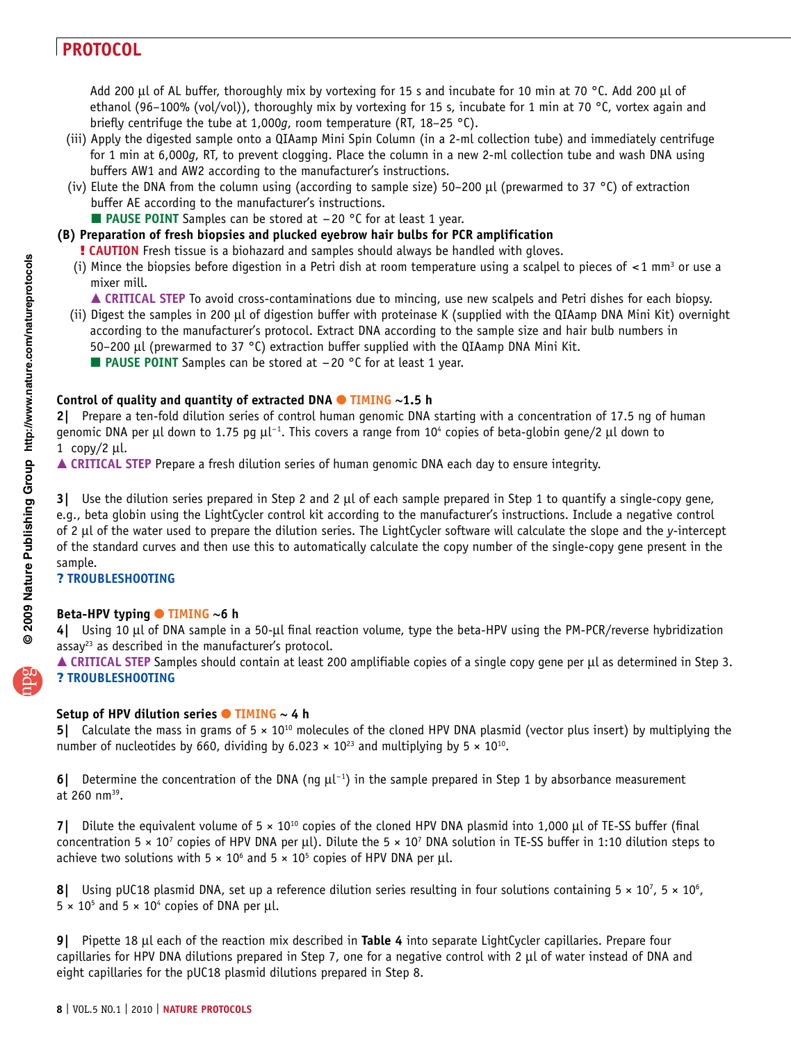Add 200 μl of AL buffer, thoroughly mix by vortexing for 15 s and incubate for 10 min at 70 °C. Add 200 μl of ethanol (96–100% (vol/vol)), thoroughly mix by vortexing for 15 s, incubate for 1 min at 70 °C, vortex again and briefly centrifuge the tube at 1,000*g*, room temperature (RT, 18–25 °C).

(iii) Apply the digested sample onto a QIAamp Mini Spin Column (in a 2-ml collection tube) and immediately centrifuge for 1 min at 6,000*g*, RT, to prevent clogging. Place the column in a new 2-ml collection tube and wash DNA using buffers AW1 and AW2 according to the manufacturer's instructions.

(iv) Elute the DNA from the column using (according to sample size) 50–200 μl (prewarmed to 37 °C) of extraction buffer AE according to the manufacturer's instructions.

■ **PAUSE POINT** Samples can be stored at −20 °C for at least 1 year.

**(B) Preparation of fresh biopsies and plucked eyebrow hair bulbs for PCR amplification**

**! CAUTION** Fresh tissue is a biohazard and samples should always be handled with gloves.

(i) Mince the biopsies before digestion in a Petri dish at room temperature using a scalpel to pieces of <1 $mm^3$ or use a mixer mill.

▲ **CRITICAL STEP** To avoid cross-contaminations due to mincing, use new scalpels and Petri dishes for each biopsy.

(ii) Digest the samples in 200 μl of digestion buffer with proteinase K (supplied with the QIAamp DNA Mini Kit) overnight according to the manufacturer's protocol. Extract DNA according to the sample size and hair bulb numbers in 50–200 μl (prewarmed to 37 °C) extraction buffer supplied with the QIAamp DNA Mini Kit.

■ **PAUSE POINT** Samples can be stored at −20 °C for at least 1 year.

**Control of quality and quantity of extracted DNA ● TIMING ~1.5 h**

**2|** Prepare a ten-fold dilution series of control human genomic DNA starting with a concentration of 17.5 ng of human genomic DNA per μl down to 1.75 pg $μl^{-1}$. This covers a range from $10^4$ copies of beta-globin gene/2 μl down to 1 copy/2 μl.

▲ **CRITICAL STEP** Prepare a fresh dilution series of human genomic DNA each day to ensure integrity.

**3|** Use the dilution series prepared in Step 2 and 2 μl of each sample prepared in Step 1 to quantify a single-copy gene, e.g., beta globin using the LightCycler control kit according to the manufacturer's instructions. Include a negative control of 2 μl of the water used to prepare the dilution series. The LightCycler software will calculate the slope and the *y*-intercept of the standard curves and then use this to automatically calculate the copy number of the single-copy gene present in the sample.

**? TROUBLESHOOTING**

**Beta-HPV typing ● TIMING ~6 h**

**4|** Using 10 μl of DNA sample in a 50-μl final reaction volume, type the beta-HPV using the PM-PCR/reverse hybridization assay[23] as described in the manufacturer's protocol.

▲ **CRITICAL STEP** Samples should contain at least 200 amplifiable copies of a single copy gene per μl as determined in Step 3.

**? TROUBLESHOOTING**

**Setup of HPV dilution series ● TIMING ~ 4 h**

**5|** Calculate the mass in grams of $5 \times 10^{10}$ molecules of the cloned HPV DNA plasmid (vector plus insert) by multiplying the number of nucleotides by 660, dividing by $6.023 \times 10^{23}$ and multiplying by $5 \times 10^{10}$.

**6|** Determine the concentration of the DNA (ng $μl^{-1}$) in the sample prepared in Step 1 by absorbance measurement at 260 nm[39].

**7|** Dilute the equivalent volume of $5 \times 10^{10}$ copies of the cloned HPV DNA plasmid into 1,000 μl of TE-SS buffer (final concentration $5 \times 10^7$ copies of HPV DNA per μl). Dilute the $5 \times 10^7$ DNA solution in TE-SS buffer in 1:10 dilution steps to achieve two solutions with $5 \times 10^6$ and $5 \times 10^5$ copies of HPV DNA per μl.

**8|** Using pUC18 plasmid DNA, set up a reference dilution series resulting in four solutions containing $5 \times 10^7$, $5 \times 10^6$, $5 \times 10^5$ and $5 \times 10^4$ copies of DNA per μl.

**9|** Pipette 18 μl each of the reaction mix described in **Table 4** into separate LightCycler capillaries. Prepare four capillaries for HPV DNA dilutions prepared in Step 7, one for a negative control with 2 μl of water instead of DNA and eight capillaries for the pUC18 plasmid dilutions prepared in Step 8.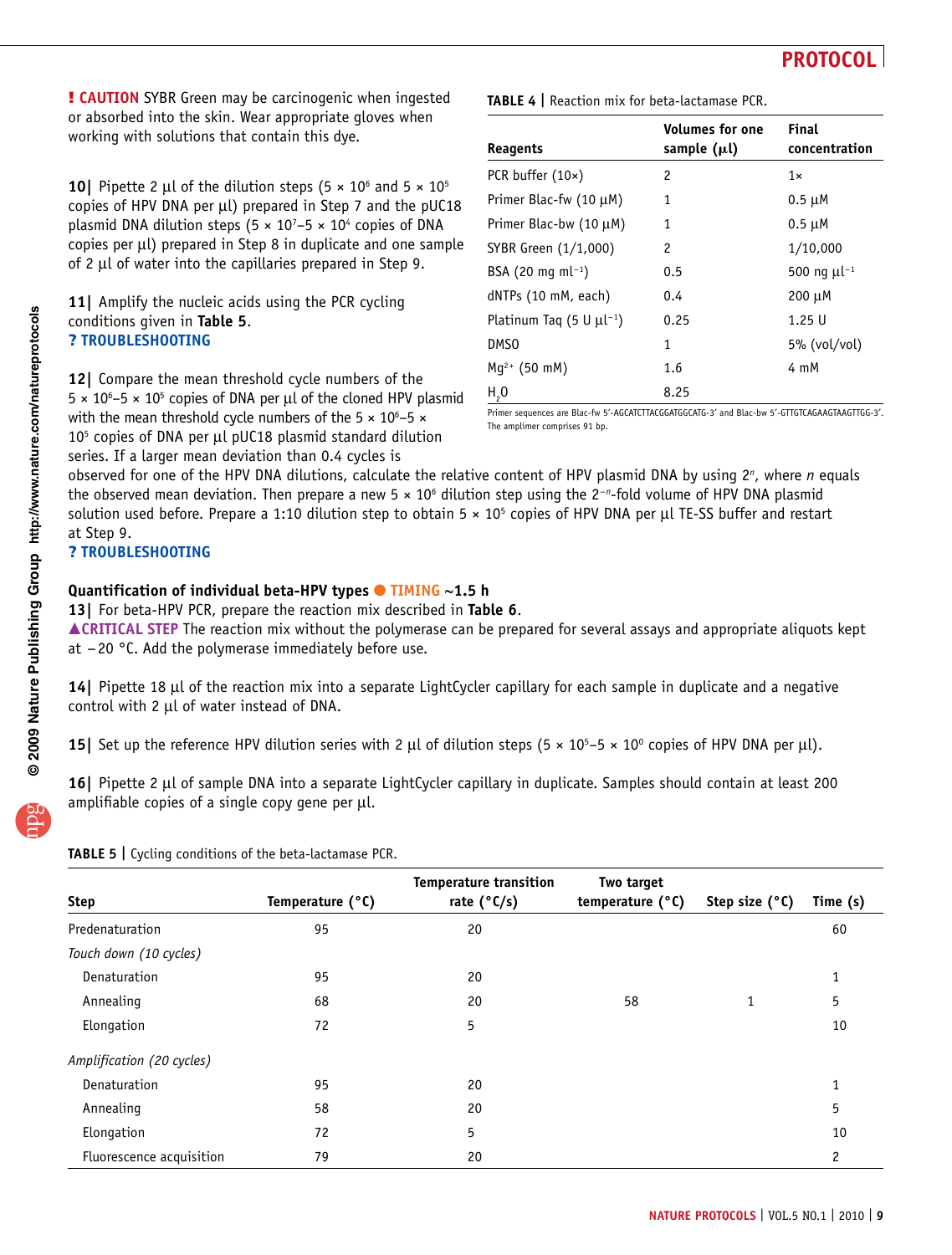**! CAUTION** SYBR Green may be carcinogenic when ingested or absorbed into the skin. Wear appropriate gloves when working with solutions that contain this dye.

**10|** Pipette 2 µl of the dilution steps ($5 \times 10^6$ and $5 \times 10^5$ copies of HPV DNA per µl) prepared in Step 7 and the pUC18 plasmid DNA dilution steps ($5 \times 10^7$–$5 \times 10^4$ copies of DNA copies per µl) prepared in Step 8 in duplicate and one sample of 2 µl of water into the capillaries prepared in Step 9.

**11|** Amplify the nucleic acids using the PCR cycling conditions given in **Table 5**.
**? TROUBLESHOOTING**

**12|** Compare the mean threshold cycle numbers of the $5 \times 10^6$–$5 \times 10^5$ copies of DNA per µl of the cloned HPV plasmid with the mean threshold cycle numbers of the $5 \times 10^6$–$5 \times 10^5$ copies of DNA per µl pUC18 plasmid standard dilution series. If a larger mean deviation than 0.4 cycles is observed for one of the HPV DNA dilutions, calculate the relative content of HPV plasmid DNA by using $2^n$, where $n$ equals the observed mean deviation. Then prepare a new $5 \times 10^6$ dilution step using the $2^{-n}$-fold volume of HPV DNA plasmid solution used before. Prepare a 1:10 dilution step to obtain $5 \times 10^5$ copies of HPV DNA per µl TE-SS buffer and restart at Step 9.
**? TROUBLESHOOTING**

**TABLE 4 |** Reaction mix for beta-lactamase PCR.

| Reagents | Volumes for one sample (µl) | Final concentration |
|---|---|---|
| PCR buffer (10×) | 2 | 1× |
| Primer Blac-fw (10 µM) | 1 | 0.5 µM |
| Primer Blac-bw (10 µM) | 1 | 0.5 µM |
| SYBR Green (1/1,000) | 2 | 1/10,000 |
| BSA (20 mg ml$^{-1}$) | 0.5 | 500 ng µl$^{-1}$ |
| dNTPs (10 mM, each) | 0.4 | 200 µM |
| Platinum Taq (5 U µl$^{-1}$) | 0.25 | 1.25 U |
| DMSO | 1 | 5% (vol/vol) |
| $Mg^{2+}$ (50 mM) | 1.6 | 4 mM |
| $H_2O$ | 8.25 | |

Primer sequences are Blac-fw 5′-AGCATCTTACGGATGGCATG-3′ and Blac-bw 5′-GTTGTCAGAAGTAAGTTGG-3′. The amplimer comprises 91 bp.

### Quantification of individual beta-HPV types ● TIMING ~1.5 h

**13|** For beta-HPV PCR, prepare the reaction mix described in **Table 6**.
**▲CRITICAL STEP** The reaction mix without the polymerase can be prepared for several assays and appropriate aliquots kept at −20 °C. Add the polymerase immediately before use.

**14|** Pipette 18 µl of the reaction mix into a separate LightCycler capillary for each sample in duplicate and a negative control with 2 µl of water instead of DNA.

**15|** Set up the reference HPV dilution series with 2 µl of dilution steps ($5 \times 10^5$–$5 \times 10^0$ copies of HPV DNA per µl).

**16|** Pipette 2 µl of sample DNA into a separate LightCycler capillary in duplicate. Samples should contain at least 200 amplifiable copies of a single copy gene per µl.

**TABLE 5 |** Cycling conditions of the beta-lactamase PCR.

| Step | Temperature (°C) | Temperature transition rate (°C/s) | Two target temperature (°C) | Step size (°C) | Time (s) |
|---|---|---|---|---|---|
| Predenaturation | 95 | 20 | | | 60 |
| *Touch down (10 cycles)* | | | | | |
| Denaturation | 95 | 20 | | | 1 |
| Annealing | 68 | 20 | 58 | 1 | 5 |
| Elongation | 72 | 5 | | | 10 |
| *Amplification (20 cycles)* | | | | | |
| Denaturation | 95 | 20 | | | 1 |
| Annealing | 58 | 20 | | | 5 |
| Elongation | 72 | 5 | | | 10 |
| Fluorescence acquisition | 79 | 20 | | | 2 |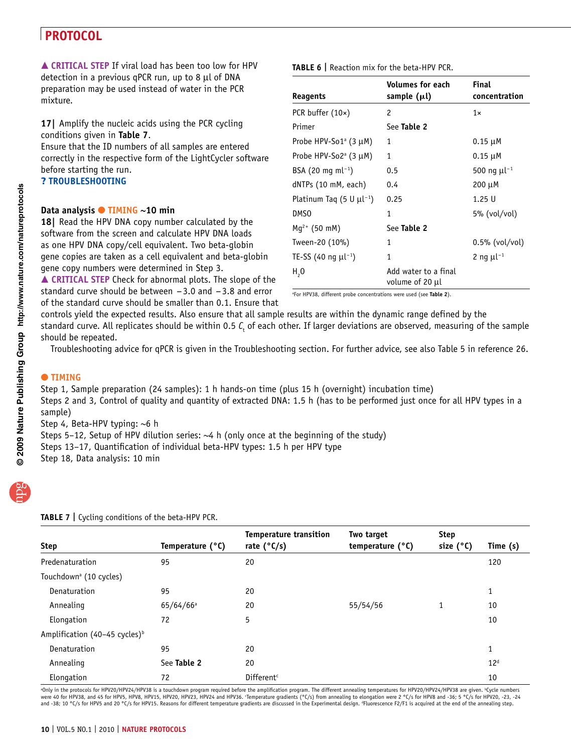▲ **CRITICAL STEP** If viral load has been too low for HPV detection in a previous qPCR run, up to 8 µl of DNA preparation may be used instead of water in the PCR mixture.

**17|** Amplify the nucleic acids using the PCR cycling conditions given in **Table 7**.
Ensure that the ID numbers of all samples are entered correctly in the respective form of the LightCycler software before starting the run.
**? TROUBLESHOOTING**

**Data analysis ● TIMING ~10 min**

**18|** Read the HPV DNA copy number calculated by the software from the screen and calculate HPV DNA loads as one HPV DNA copy/cell equivalent. Two beta-globin gene copies are taken as a cell equivalent and beta-globin gene copy numbers were determined in Step 3.
▲ **CRITICAL STEP** Check for abnormal plots. The slope of the standard curve should be between −3.0 and −3.8 and error of the standard curve should be smaller than 0.1. Ensure that controls yield the expected results. Also ensure that all sample results are within the dynamic range defined by the standard curve. All replicates should be within 0.5 $C_t$ of each other. If larger deviations are observed, measuring of the sample should be repeated.

Troubleshooting advice for qPCR is given in the Troubleshooting section. For further advice, see also Table 5 in reference 26.

**TABLE 6 |** Reaction mix for the beta-HPV PCR.

| Reagents | Volumes for each sample (µl) | Final concentration |
|---|---|---|
| PCR buffer (10×) | 2 | 1× |
| Primer | See **Table 2** | |
| Probe HPV-So1[a] (3 µM) | 1 | 0.15 µM |
| Probe HPV-So2[a] (3 µM) | 1 | 0.15 µM |
| BSA (20 mg ml$^{-1}$) | 0.5 | 500 ng µl$^{-1}$ |
| dNTPs (10 mM, each) | 0.4 | 200 µM |
| Platinum Taq (5 U µl$^{-1}$) | 0.25 | 1.25 U |
| DMSO | 1 | 5% (vol/vol) |
| $Mg^{2+}$ (50 mM) | See **Table 2** | |
| Tween-20 (10%) | 1 | 0.5% (vol/vol) |
| TE-SS (40 ng µl$^{-1}$) | 1 | 2 ng µl$^{-1}$ |
| $H_2O$ | Add water to a final volume of 20 µl | |

[a]For HPV38, different probe concentrations were used (see **Table 2**).

## ● TIMING

Step 1, Sample preparation (24 samples): 1 h hands-on time (plus 15 h (overnight) incubation time)
Steps 2 and 3, Control of quality and quantity of extracted DNA: 1.5 h (has to be performed just once for all HPV types in a sample)
Step 4, Beta-HPV typing: ~6 h
Steps 5–12, Setup of HPV dilution series: ~4 h (only once at the beginning of the study)
Steps 13–17, Quantification of individual beta-HPV types: 1.5 h per HPV type
Step 18, Data analysis: 10 min

**TABLE 7 |** Cycling conditions of the beta-HPV PCR.

| Step | Temperature (°C) | Temperature transition rate (°C/s) | Two target temperature (°C) | Step size (°C) | Time (s) |
|---|---|---|---|---|---|
| Predenaturation | 95 | 20 | | | 120 |
| Touchdown[a] (10 cycles) | | | | | |
| Denaturation | 95 | 20 | | | 1 |
| Annealing | 65/64/66[a] | 20 | 55/54/56 | 1 | 10 |
| Elongation | 72 | 5 | | | 10 |
| Amplification (40–45 cycles)[b] | | | | | |
| Denaturation | 95 | 20 | | | 1 |
| Annealing | See **Table 2** | 20 | | | 12[d] |
| Elongation | 72 | Different[c] | | | 10 |

[a]Only in the protocols for HPV20/HPV24/HPV38 is a touchdown program required before the amplification program. The different annealing temperatures for HPV20/HPV24/HPV38 are given. [b]Cycle numbers were 40 for HPV38, and 45 for HPV5, HPV8, HPV15, HPV20, HPV23, HPV24 and HPV36. [c]Temperature gradients (°C/s) from annealing to elongation were 2 °C/s for HPV8 and -36; 5 °C/s for HPV20, -23, -24 and -38; 10 °C/s for HPV5 and 20 °C/s for HPV15. Reasons for different temperature gradients are discussed in the Experimental design. [d]Fluorescence F2/F1 is acquired at the end of the annealing step.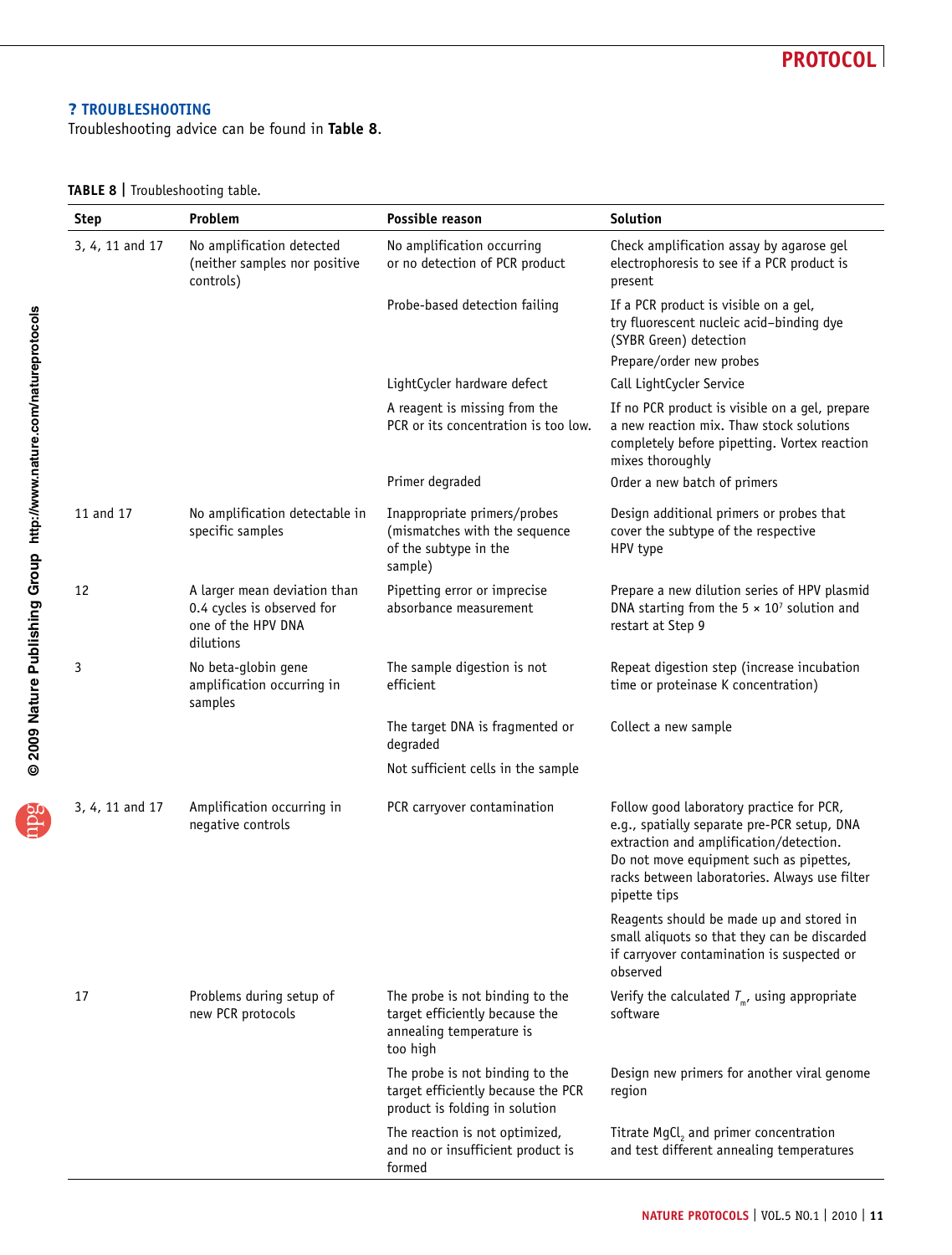## ? TROUBLESHOOTING

Troubleshooting advice can be found in **Table 8**.

**TABLE 8 |** Troubleshooting table.

| Step | Problem | Possible reason | Solution |
|---|---|---|---|
| 3, 4, 11 and 17 | No amplification detected (neither samples nor positive controls) | No amplification occurring or no detection of PCR product | Check amplification assay by agarose gel electrophoresis to see if a PCR product is present |
| | | Probe-based detection failing | If a PCR product is visible on a gel, try fluorescent nucleic acid–binding dye (SYBR Green) detection<br>Prepare/order new probes |
| | | LightCycler hardware defect | Call LightCycler Service |
| | | A reagent is missing from the PCR or its concentration is too low. | If no PCR product is visible on a gel, prepare a new reaction mix. Thaw stock solutions completely before pipetting. Vortex reaction mixes thoroughly |
| | | Primer degraded | Order a new batch of primers |
| 11 and 17 | No amplification detectable in specific samples | Inappropriate primers/probes (mismatches with the sequence of the subtype in the sample) | Design additional primers or probes that cover the subtype of the respective HPV type |
| 12 | A larger mean deviation than 0.4 cycles is observed for one of the HPV DNA dilutions | Pipetting error or imprecise absorbance measurement | Prepare a new dilution series of HPV plasmid DNA starting from the $5 \times 10^7$ solution and restart at Step 9 |
| 3 | No beta-globin gene amplification occurring in samples | The sample digestion is not efficient | Repeat digestion step (increase incubation time or proteinase K concentration) |
| | | The target DNA is fragmented or degraded | Collect a new sample |
| | | Not sufficient cells in the sample | |
| 3, 4, 11 and 17 | Amplification occurring in negative controls | PCR carryover contamination | Follow good laboratory practice for PCR, e.g., spatially separate pre-PCR setup, DNA extraction and amplification/detection. Do not move equipment such as pipettes, racks between laboratories. Always use filter pipette tips<br>Reagents should be made up and stored in small aliquots so that they can be discarded if carryover contamination is suspected or observed |
| 17 | Problems during setup of new PCR protocols | The probe is not binding to the target efficiently because the annealing temperature is too high | Verify the calculated $T_m$, using appropriate software |
| | | The probe is not binding to the target efficiently because the PCR product is folding in solution | Design new primers for another viral genome region |
| | | The reaction is not optimized, and no or insufficient product is formed | Titrate $MgCl_2$ and primer concentration and test different annealing temperatures |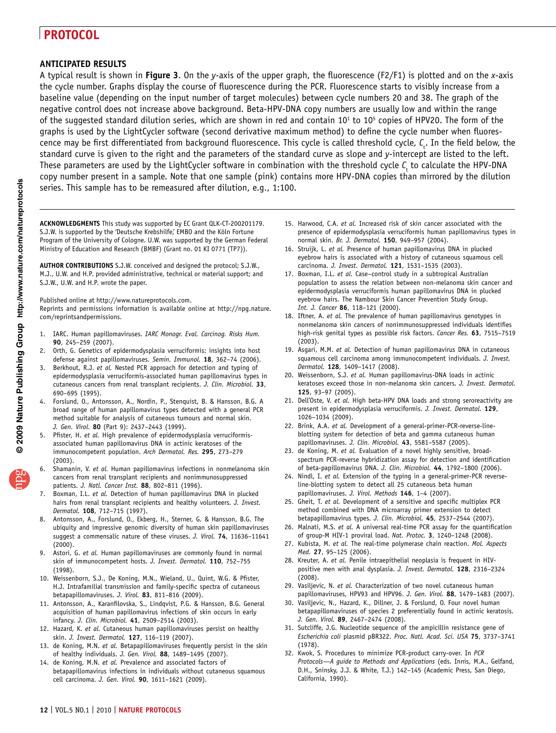## ANTICIPATED RESULTS

A typical result is shown in **Figure 3**. On the *y*-axis of the upper graph, the fluorescence (F2/F1) is plotted and on the *x*-axis the cycle number. Graphs display the course of fluorescence during the PCR. Fluorescence starts to visibly increase from a baseline value (depending on the input number of target molecules) between cycle numbers 20 and 38. The graph of the negative control does not increase above background. Beta-HPV-DNA copy numbers are usually low and within the range of the suggested standard dilution series, which are shown in red and contain $10^1$ to $10^5$ copies of HPV20. The form of the graphs is used by the LightCycler software (second derivative maximum method) to define the cycle number when fluorescence may be first differentiated from background fluorescence. This cycle is called threshold cycle, $C_t$. In the field below, the standard curve is given to the right and the parameters of the standard curve as slope and *y*-intercept are listed to the left. These parameters are used by the LightCycler software in combination with the threshold cycle $C_t$ to calculate the HPV-DNA copy number present in a sample. Note that one sample (pink) contains more HPV-DNA copies than mirrored by the dilution series. This sample has to be remeasured after dilution, e.g., 1:100.

**ACKNOWLEDGMENTS** This study was supported by EC Grant QLK-CT-200201179. S.J.W. is supported by the 'Deutsche Krebshilfe,' EMBO and the Köln Fortune Program of the University of Cologne. U.W. was supported by the German Federal Ministry of Education and Research (BMBF) (Grant no. 01 KI 0771 (TP7)).

**AUTHOR CONTRIBUTIONS** S.J.W. conceived and designed the protocol; S.J.W., M.J., U.W. and H.P. provided administrative, technical or material support; and S.J.W., U.W. and H.P. wrote the paper.

Published online at http://www.natureprotocols.com.
Reprints and permissions information is available online at http://npg.nature.com/reprintsandpermissions.

1. IARC. Human papillomaviruses. *IARC Monogr. Eval. Carcinog. Risks Hum.* **90**, 245–259 (2007).
2. Orth, G. Genetics of epidermodysplasia verruciformis: insights into host defense against papillomaviruses. *Semin. Immunol.* **18**, 362–74 (2006).
3. Berkhout, R.J. *et al.* Nested PCR approach for detection and typing of epidermodysplasia verruciformis-associated human papillomavirus types in cutaneous cancers from renal transplant recipients. *J. Clin. Microbiol.* **33**, 690–695 (1995).
4. Forslund, O., Antonsson, A., Nordin, P., Stenquist, B. & Hansson, B.G. A broad range of human papillomavirus types detected with a general PCR method suitable for analysis of cutaneous tumours and normal skin. *J. Gen. Virol.* **80** (Part 9): 2437–2443 (1999).
5. Pfister, H. *et al.* High prevalence of epidermodysplasia verruciformis-associated human papillomavirus DNA in actinic keratoses of the immunocompetent population. *Arch Dermatol. Res.* **295**, 273–279 (2003).
6. Shamanin, V. *et al.* Human papillomavirus infections in nonmelanoma skin cancers from renal transplant recipients and nonimmunosuppressed patients. *J. Natl. Cancer Inst.* **88**, 802–811 (1996).
7. Boxman, I.L. *et al.* Detection of human papillomavirus DNA in plucked hairs from renal transplant recipients and healthy volunteers. *J. Invest. Dermatol.* **108**, 712–715 (1997).
8. Antonsson, A., Forslund, O., Ekberg, H., Sterner, G. & Hansson, B.G. The ubiquity and impressive genomic diversity of human skin papillomaviruses suggest a commensalic nature of these viruses. *J. Virol.* **74**, 11636–11641 (2000).
9. Astori, G. *et al.* Human papillomaviruses are commonly found in normal skin of immunocompetent hosts. *J. Invest. Dermatol.* **110**, 752–755 (1998).
10. Weissenborn, S.J., De Koning, M.N., Wieland, U., Quint, W.G. & Pfister, H.J. Intrafamilial transmission and family-specific spectra of cutaneous betapapillomaviruses. *J. Virol.* **83**, 811–816 (2009).
11. Antonsson, A., Karanfilovska, S., Lindqvist, P.G. & Hansson, B.G. General acquisition of human papillomavirus infections of skin occurs in early infancy. *J. Clin. Microbiol.* **41**, 2509–2514 (2003).
12. Hazard, K. *et al.* Cutaneous human papillomaviruses persist on healthy skin. *J. Invest. Dermatol.* **127**, 116–119 (2007).
13. de Koning, M.N. *et al.* Betapapillomaviruses frequently persist in the skin of healthy individuals. *J. Gen. Virol.* **88**, 1489–1495 (2007).
14. de Koning, M.N. *et al.* Prevalence and associated factors of betapapillomavirus infections in individuals without cutaneous squamous cell carcinoma. *J. Gen. Virol.* **90**, 1611–1621 (2009).
15. Harwood, C.A. *et al.* Increased risk of skin cancer associated with the presence of epidermodysplasia verruciformis human papillomavirus types in normal skin. *Br. J. Dermatol.* **150**, 949–957 (2004).
16. Struijk, L. *et al.* Presence of human papillomavirus DNA in plucked eyebrow hairs is associated with a history of cutaneous squamous cell carcinoma. *J. Invest. Dermatol.* **121**, 1531–1535 (2003).
17. Boxman, I.L. *et al.* Case–control study in a subtropical Australian population to assess the relation between non-melanoma skin cancer and epidermodysplasia verruciformis human papillomavirus DNA in plucked eyebrow hairs. The Nambour Skin Cancer Prevention Study Group. *Int. J. Cancer* **86**, 118–121 (2000).
18. Iftner, A. *et al.* The prevalence of human papillomavirus genotypes in nonmelanoma skin cancers of nonimmunosuppressed individuals identifies high-risk genital types as possible risk factors. *Cancer Res.* **63**, 7515–7519 (2003).
19. Asgari, M.M. *et al.* Detection of human papillomavirus DNA in cutaneous squamous cell carcinoma among immunocompetent individuals. *J. Invest. Dermatol.* **128**, 1409–1417 (2008).
20. Weissenborn, S.J. *et al.* Human papillomavirus-DNA loads in actinic keratoses exceed those in non-melanoma skin cancers. *J. Invest. Dermatol.* **125**, 93–97 (2005).
21. Dell'Oste, V. *et al.* High beta-HPV DNA loads and strong seroreactivity are present in epidermodysplasia verruciformis. *J. Invest. Dermatol.* **129**, 1026–1034 (2009).
22. Brink, A.A. *et al.* Development of a general-primer-PCR-reverse-line-blotting system for detection of beta and gamma cutaneous human papillomaviruses. *J. Clin. Microbiol.* **43**, 5581–5587 (2005).
23. de Koning, M. *et al.* Evaluation of a novel highly sensitive, broad-spectrum PCR-reverse hybridization assay for detection and identification of beta-papillomavirus DNA. *J. Clin. Microbiol.* **44**, 1792–1800 (2006).
24. Nindl, I. *et al.* Extension of the typing in a general-primer-PCR reverse-line-blotting system to detect all 25 cutaneous beta human papillomaviruses. *J. Virol. Methods* **146**, 1–4 (2007).
25. Gheit, T. *et al.* Development of a sensitive and specific multiplex PCR method combined with DNA microarray primer extension to detect betapapillomavirus types. *J. Clin. Microbiol.* **45**, 2537–2544 (2007).
26. Malnati, M.S. *et al.* A universal real-time PCR assay for the quantification of group-M HIV-1 proviral load. *Nat. Protoc.* **3**, 1240–1248 (2008).
27. Kubista, M. *et al.* The real-time polymerase chain reaction. *Mol. Aspects Med.* **27**, 95–125 (2006).
28. Kreuter, A. *et al.* Penile intraepithelial neoplasia is frequent in HIV-positive men with anal dysplasia. *J. Invest. Dermatol.* **128**, 2316–2324 (2008).
29. Vasiljevic, N. *et al.* Characterization of two novel cutaneous human papillomaviruses, HPV93 and HPV96. *J. Gen. Virol.* **88**, 1479–1483 (2007).
30. Vasiljevic, N., Hazard, K., Dillner, J. & Forslund, O. Four novel human betapapillomaviruses of species 2 preferentially found in actinic keratosis. *J. Gen. Virol.* **89**, 2467–2474 (2008).
31. Sutcliffe, J.G. Nucleotide sequence of the ampicillin resistance gene of *Escherichia coli* plasmid pBR322. *Proc. Natl. Acad. Sci. USA* **75**, 3737–3741 (1978).
32. Kwok, S. Procedures to minimize PCR-product carry-over. In *PCR Protocols—A guide to Methods and Applications* (eds. Innis, M.A., Gelfand, D.H., Sninsky, J.J. & White, T.J.) 142–145 (Academic Press, San Diego, California, 1990).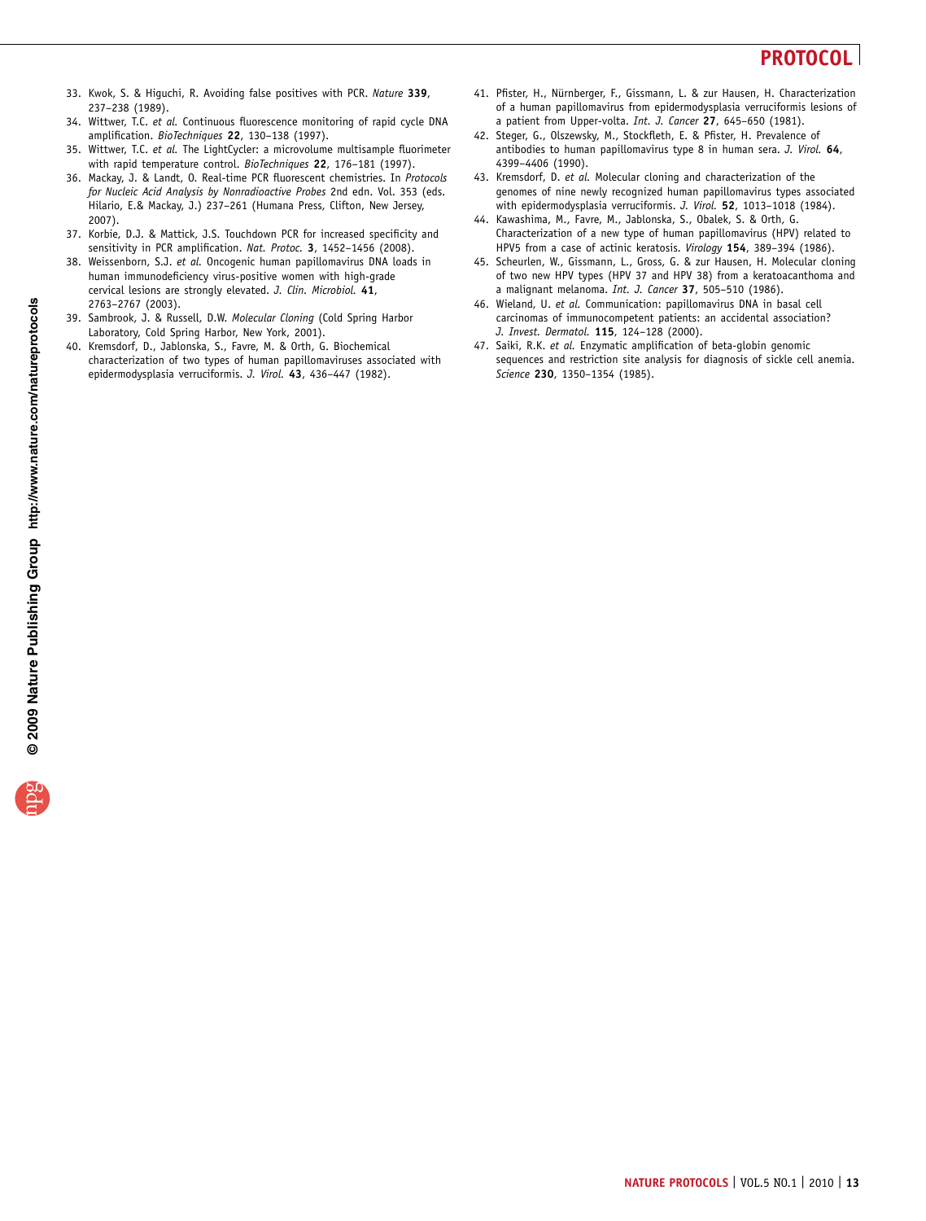33. Kwok, S. & Higuchi, R. Avoiding false positives with PCR. *Nature* **339**, 237–238 (1989).
34. Wittwer, T.C. *et al.* Continuous fluorescence monitoring of rapid cycle DNA amplification. *BioTechniques* **22**, 130–138 (1997).
35. Wittwer, T.C. *et al.* The LightCycler: a microvolume multisample fluorimeter with rapid temperature control. *BioTechniques* **22**, 176–181 (1997).
36. Mackay, J. & Landt, O. Real-time PCR fluorescent chemistries. In *Protocols for Nucleic Acid Analysis by Nonradioactive Probes* 2nd edn. Vol. 353 (eds. Hilario, E.& Mackay, J.) 237–261 (Humana Press, Clifton, New Jersey, 2007).
37. Korbie, D.J. & Mattick, J.S. Touchdown PCR for increased specificity and sensitivity in PCR amplification. *Nat. Protoc.* **3**, 1452–1456 (2008).
38. Weissenborn, S.J. *et al.* Oncogenic human papillomavirus DNA loads in human immunodeficiency virus-positive women with high-grade cervical lesions are strongly elevated. *J. Clin. Microbiol.* **41**, 2763–2767 (2003).
39. Sambrook, J. & Russell, D.W. *Molecular Cloning* (Cold Spring Harbor Laboratory, Cold Spring Harbor, New York, 2001).
40. Kremsdorf, D., Jablonska, S., Favre, M. & Orth, G. Biochemical characterization of two types of human papillomaviruses associated with epidermodysplasia verruciformis. *J. Virol.* **43**, 436–447 (1982).
41. Pfister, H., Nürnberger, F., Gissmann, L. & zur Hausen, H. Characterization of a human papillomavirus from epidermodysplasia verruciformis lesions of a patient from Upper-volta. *Int. J. Cancer* **27**, 645–650 (1981).
42. Steger, G., Olszewsky, M., Stockfleth, E. & Pfister, H. Prevalence of antibodies to human papillomavirus type 8 in human sera. *J. Virol.* **64**, 4399–4406 (1990).
43. Kremsdorf, D. *et al.* Molecular cloning and characterization of the genomes of nine newly recognized human papillomavirus types associated with epidermodysplasia verruciformis. *J. Virol.* **52**, 1013–1018 (1984).
44. Kawashima, M., Favre, M., Jablonska, S., Obalek, S. & Orth, G. Characterization of a new type of human papillomavirus (HPV) related to HPV5 from a case of actinic keratosis. *Virology* **154**, 389–394 (1986).
45. Scheurlen, W., Gissmann, L., Gross, G. & zur Hausen, H. Molecular cloning of two new HPV types (HPV 37 and HPV 38) from a keratoacanthoma and a malignant melanoma. *Int. J. Cancer* **37**, 505–510 (1986).
46. Wieland, U. *et al.* Communication: papillomavirus DNA in basal cell carcinomas of immunocompetent patients: an accidental association? *J. Invest. Dermatol.* **115**, 124–128 (2000).
47. Saiki, R.K. *et al.* Enzymatic amplification of beta-globin genomic sequences and restriction site analysis for diagnosis of sickle cell anemia. *Science* **230**, 1350–1354 (1985).